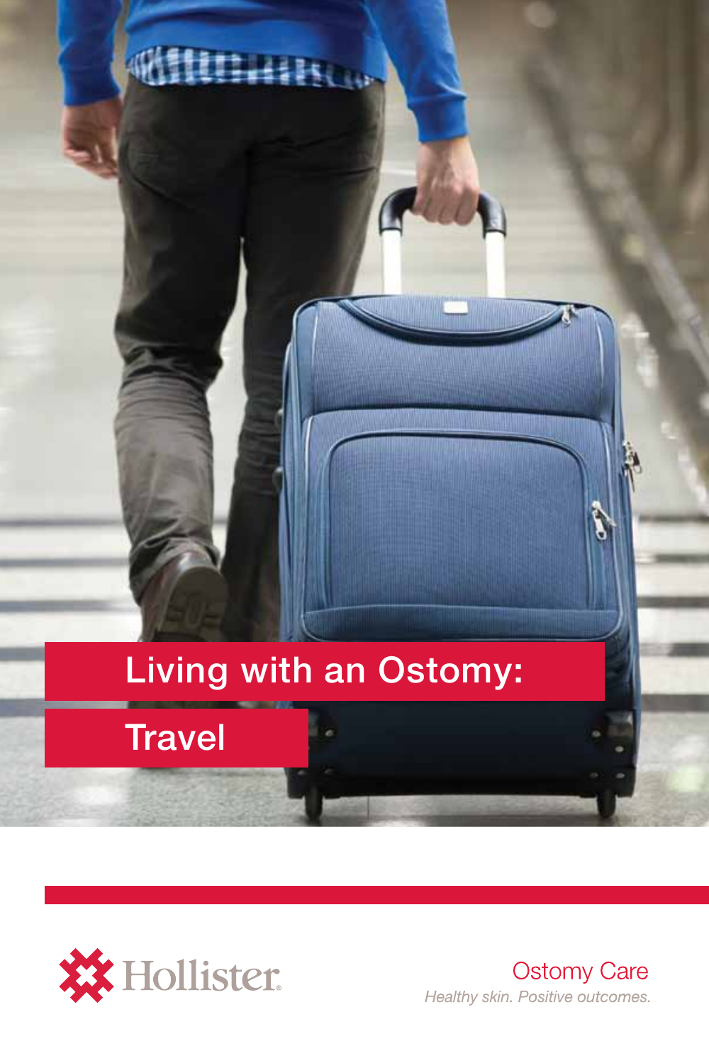# Living with an Ostomy: Travel

Hollister

Ostomy Care

*Healthy skin. Positive outcomes.*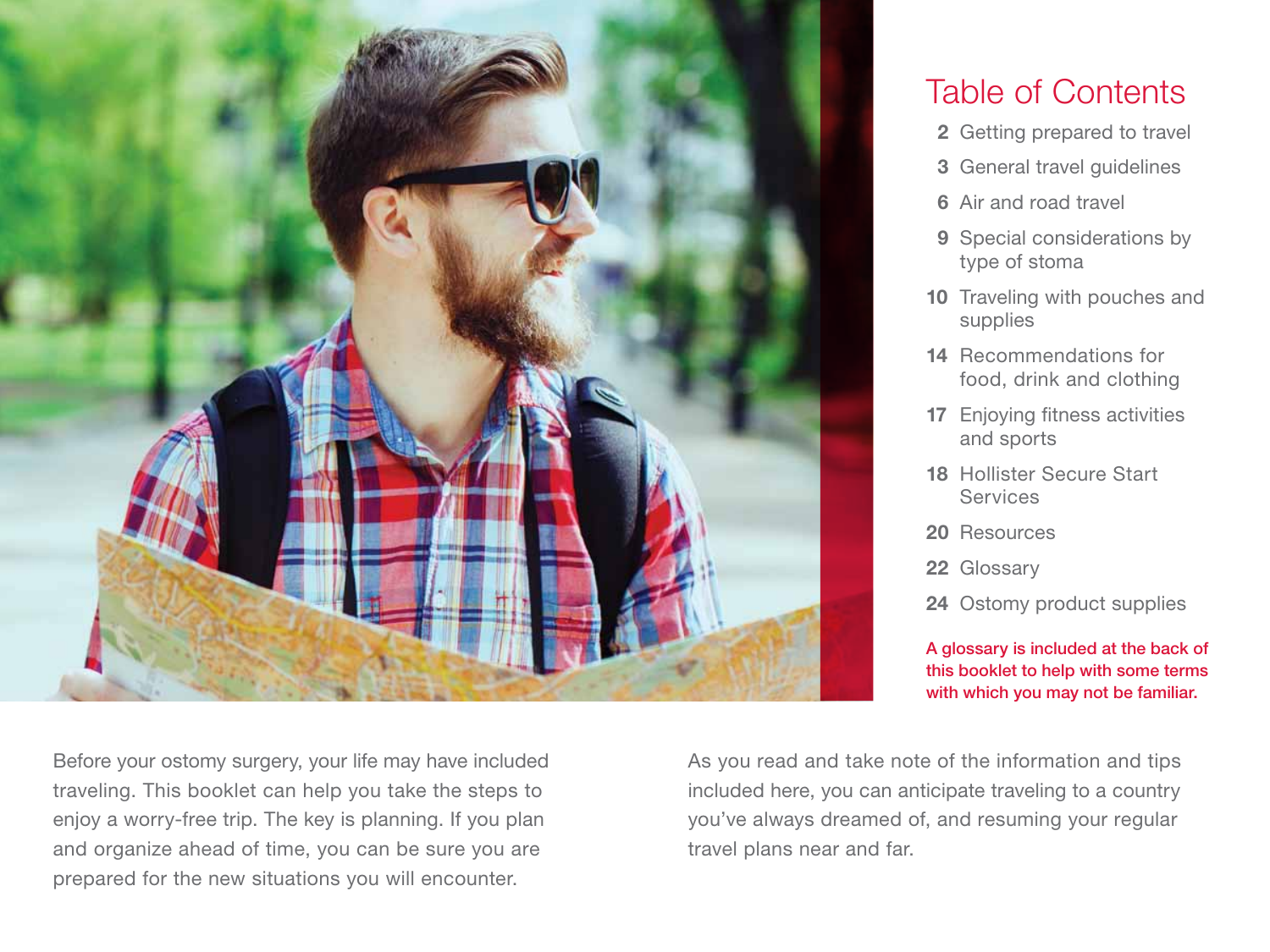# Table of Contents

- **2** Getting prepared to travel
- **3** General travel guidelines
- **6** Air and road travel
- **9** Special considerations by type of stoma
- **10** Traveling with pouches and supplies
- **14** Recommendations for food, drink and clothing
- **17** Enjoying fitness activities and sports
- **18** Hollister Secure Start Services
- **20** Resources
- **22** Glossary
- **24** Ostomy product supplies

**A glossary is included at the back of this booklet to help with some terms with which you may not be familiar.**

Before your ostomy surgery, your life may have included traveling. This booklet can help you take the steps to enjoy a worry-free trip. The key is planning. If you plan and organize ahead of time, you can be sure you are prepared for the new situations you will encounter.

As you read and take note of the information and tips included here, you can anticipate traveling to a country you've always dreamed of, and resuming your regular travel plans near and far.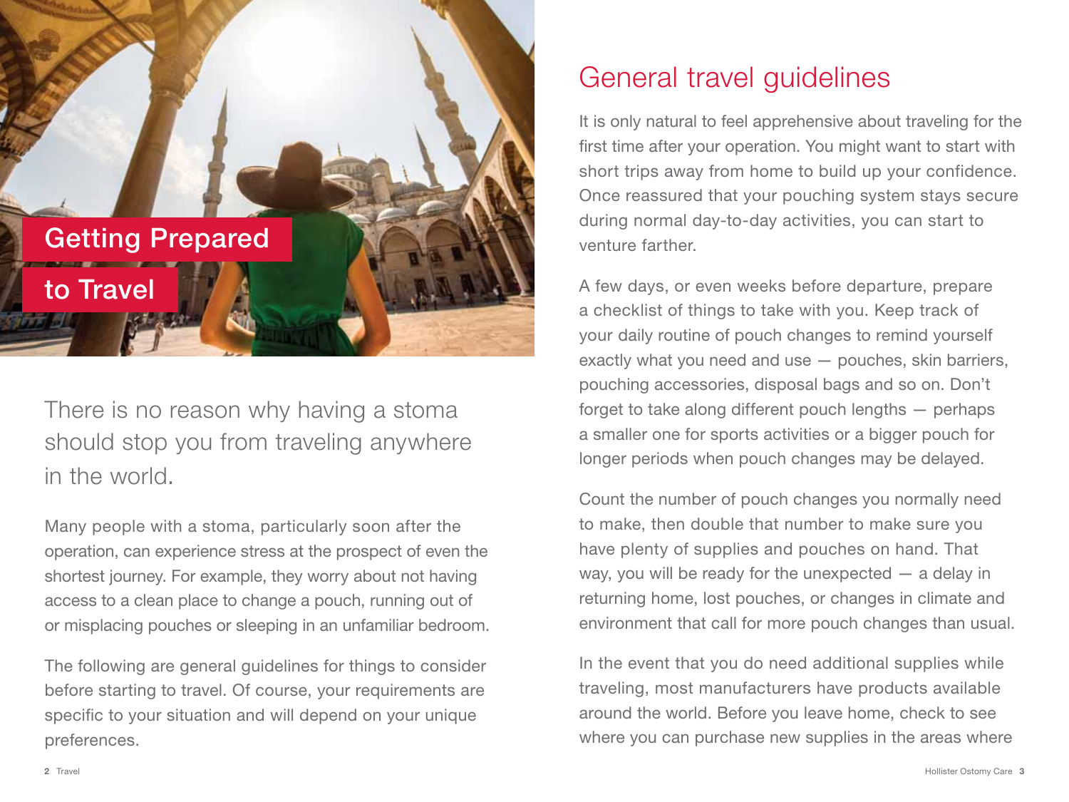# Getting Prepared to Travel

There is no reason why having a stoma should stop you from traveling anywhere in the world.

Many people with a stoma, particularly soon after the operation, can experience stress at the prospect of even the shortest journey. For example, they worry about not having access to a clean place to change a pouch, running out of or misplacing pouches or sleeping in an unfamiliar bedroom.

The following are general guidelines for things to consider before starting to travel. Of course, your requirements are specific to your situation and will depend on your unique preferences.

## General travel guidelines

It is only natural to feel apprehensive about traveling for the first time after your operation. You might want to start with short trips away from home to build up your confidence. Once reassured that your pouching system stays secure during normal day-to-day activities, you can start to venture farther.

A few days, or even weeks before departure, prepare a checklist of things to take with you. Keep track of your daily routine of pouch changes to remind yourself exactly what you need and use — pouches, skin barriers, pouching accessories, disposal bags and so on. Don't forget to take along different pouch lengths — perhaps a smaller one for sports activities or a bigger pouch for longer periods when pouch changes may be delayed.

Count the number of pouch changes you normally need to make, then double that number to make sure you have plenty of supplies and pouches on hand. That way, you will be ready for the unexpected — a delay in returning home, lost pouches, or changes in climate and environment that call for more pouch changes than usual.

In the event that you do need additional supplies while traveling, most manufacturers have products available around the world. Before you leave home, check to see where you can purchase new supplies in the areas where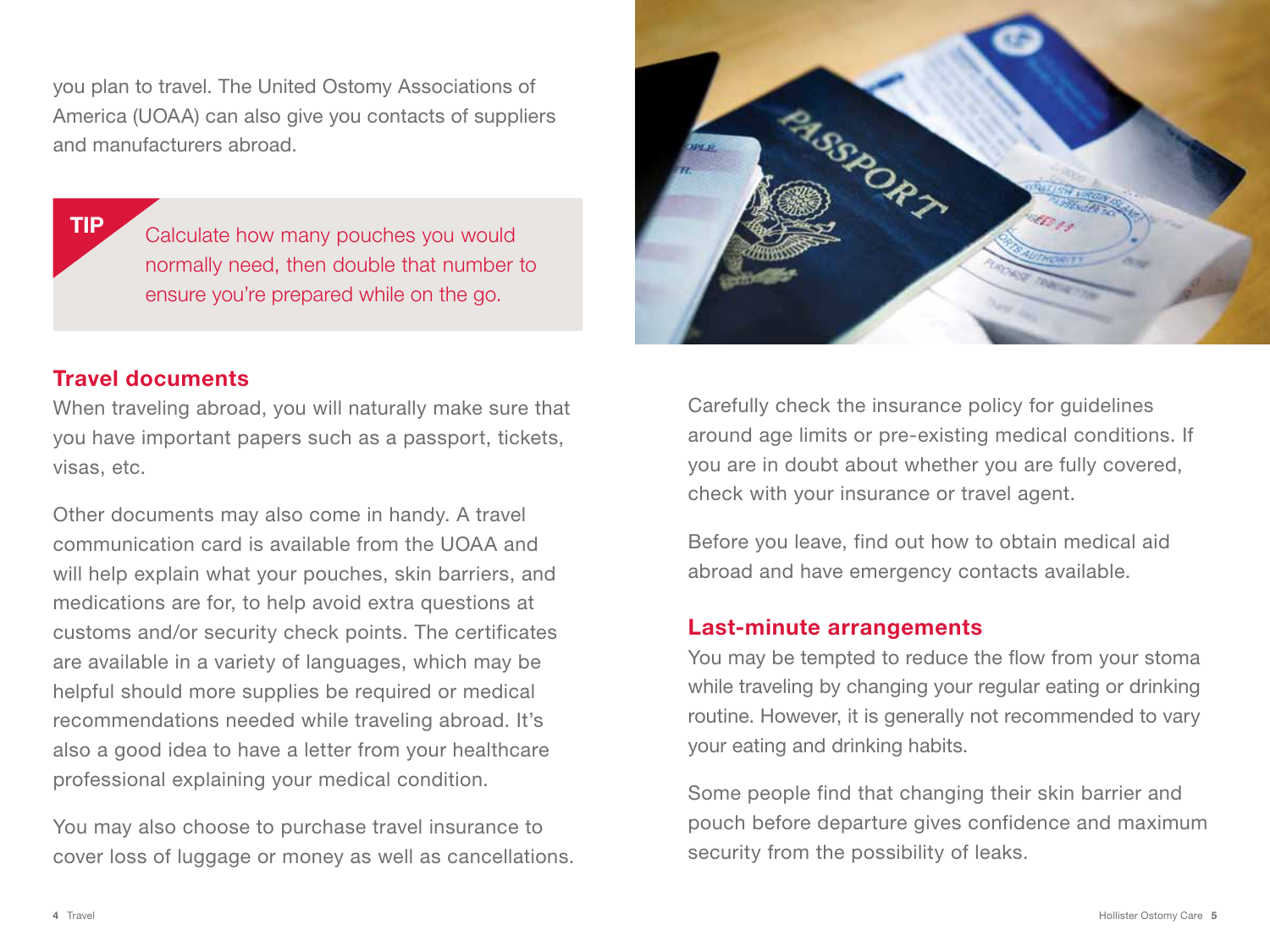you plan to travel. The United Ostomy Associations of America (UOAA) can also give you contacts of suppliers and manufacturers abroad.

**TIP**

Calculate how many pouches you would normally need, then double that number to ensure you're prepared while on the go.

## Travel documents

When traveling abroad, you will naturally make sure that you have important papers such as a passport, tickets, visas, etc.

Other documents may also come in handy. A travel communication card is available from the UOAA and will help explain what your pouches, skin barriers, and medications are for, to help avoid extra questions at customs and/or security check points. The certificates are available in a variety of languages, which may be helpful should more supplies be required or medical recommendations needed while traveling abroad. It's also a good idea to have a letter from your healthcare professional explaining your medical condition.

You may also choose to purchase travel insurance to cover loss of luggage or money as well as cancellations.

Carefully check the insurance policy for guidelines around age limits or pre-existing medical conditions. If you are in doubt about whether you are fully covered, check with your insurance or travel agent.

Before you leave, find out how to obtain medical aid abroad and have emergency contacts available.

## Last-minute arrangements

You may be tempted to reduce the flow from your stoma while traveling by changing your regular eating or drinking routine. However, it is generally not recommended to vary your eating and drinking habits.

Some people find that changing their skin barrier and pouch before departure gives confidence and maximum security from the possibility of leaks.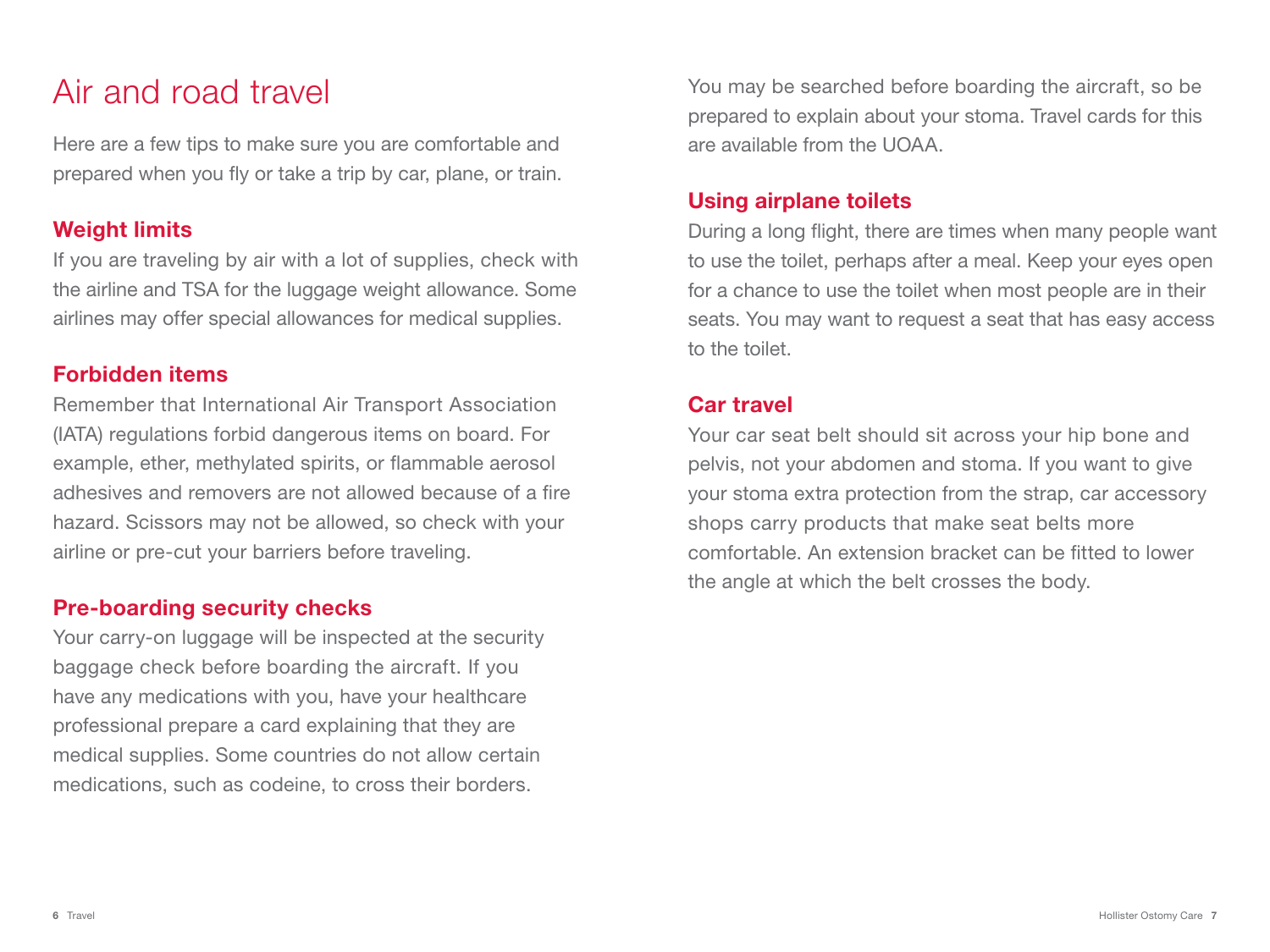# Air and road travel

Here are a few tips to make sure you are comfortable and prepared when you fly or take a trip by car, plane, or train.

## Weight limits

If you are traveling by air with a lot of supplies, check with the airline and TSA for the luggage weight allowance. Some airlines may offer special allowances for medical supplies.

## Forbidden items

Remember that International Air Transport Association (IATA) regulations forbid dangerous items on board. For example, ether, methylated spirits, or flammable aerosol adhesives and removers are not allowed because of a fire hazard. Scissors may not be allowed, so check with your airline or pre-cut your barriers before traveling.

## Pre-boarding security checks

Your carry-on luggage will be inspected at the security baggage check before boarding the aircraft. If you have any medications with you, have your healthcare professional prepare a card explaining that they are medical supplies. Some countries do not allow certain medications, such as codeine, to cross their borders.

You may be searched before boarding the aircraft, so be prepared to explain about your stoma. Travel cards for this are available from the UOAA.

## Using airplane toilets

During a long flight, there are times when many people want to use the toilet, perhaps after a meal. Keep your eyes open for a chance to use the toilet when most people are in their seats. You may want to request a seat that has easy access to the toilet.

## Car travel

Your car seat belt should sit across your hip bone and pelvis, not your abdomen and stoma. If you want to give your stoma extra protection from the strap, car accessory shops carry products that make seat belts more comfortable. An extension bracket can be fitted to lower the angle at which the belt crosses the body.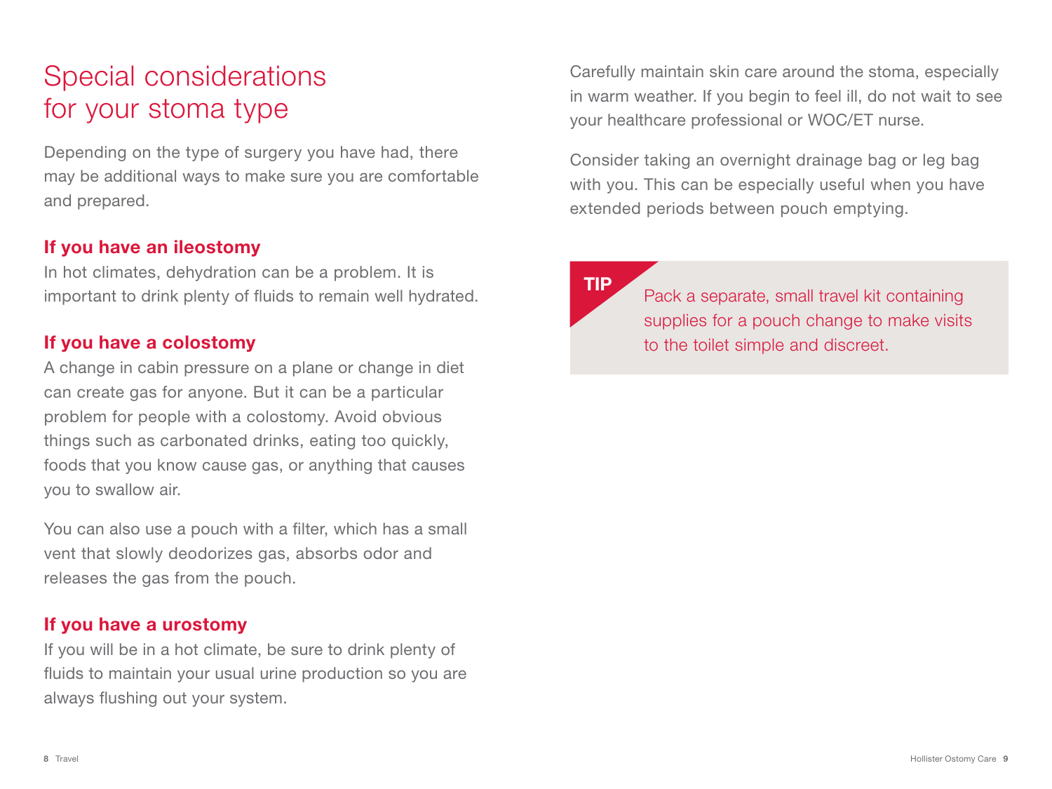# Special considerations for your stoma type

Depending on the type of surgery you have had, there may be additional ways to make sure you are comfortable and prepared.

### If you have an ileostomy

In hot climates, dehydration can be a problem. It is important to drink plenty of fluids to remain well hydrated.

### If you have a colostomy

A change in cabin pressure on a plane or change in diet can create gas for anyone. But it can be a particular problem for people with a colostomy. Avoid obvious things such as carbonated drinks, eating too quickly, foods that you know cause gas, or anything that causes you to swallow air.

You can also use a pouch with a filter, which has a small vent that slowly deodorizes gas, absorbs odor and releases the gas from the pouch.

### If you have a urostomy

If you will be in a hot climate, be sure to drink plenty of fluids to maintain your usual urine production so you are always flushing out your system.

Carefully maintain skin care around the stoma, especially in warm weather. If you begin to feel ill, do not wait to see your healthcare professional or WOC/ET nurse.

Consider taking an overnight drainage bag or leg bag with you. This can be especially useful when you have extended periods between pouch emptying.

**TIP**

Pack a separate, small travel kit containing supplies for a pouch change to make visits to the toilet simple and discreet.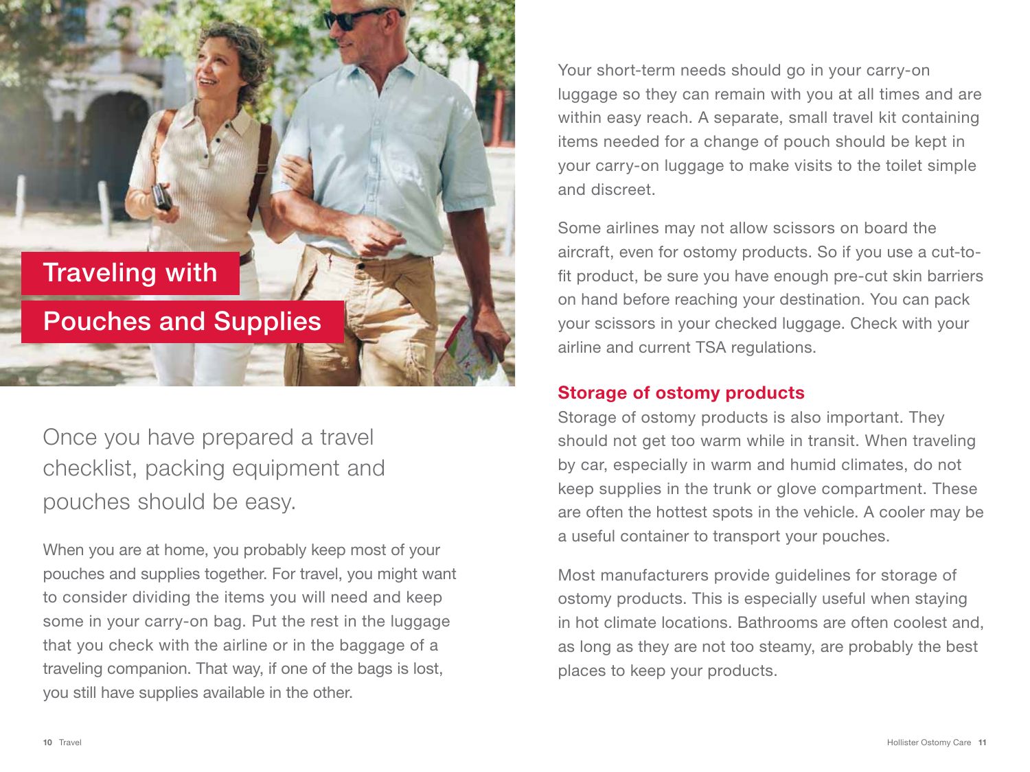# Traveling with Pouches and Supplies

Once you have prepared a travel checklist, packing equipment and pouches should be easy.

When you are at home, you probably keep most of your pouches and supplies together. For travel, you might want to consider dividing the items you will need and keep some in your carry-on bag. Put the rest in the luggage that you check with the airline or in the baggage of a traveling companion. That way, if one of the bags is lost, you still have supplies available in the other.

Your short-term needs should go in your carry-on luggage so they can remain with you at all times and are within easy reach. A separate, small travel kit containing items needed for a change of pouch should be kept in your carry-on luggage to make visits to the toilet simple and discreet.

Some airlines may not allow scissors on board the aircraft, even for ostomy products. So if you use a cut-to-fit product, be sure you have enough pre-cut skin barriers on hand before reaching your destination. You can pack your scissors in your checked luggage. Check with your airline and current TSA regulations.

## Storage of ostomy products

Storage of ostomy products is also important. They should not get too warm while in transit. When traveling by car, especially in warm and humid climates, do not keep supplies in the trunk or glove compartment. These are often the hottest spots in the vehicle. A cooler may be a useful container to transport your pouches.

Most manufacturers provide guidelines for storage of ostomy products. This is especially useful when staying in hot climate locations. Bathrooms are often coolest and, as long as they are not too steamy, are probably the best places to keep your products.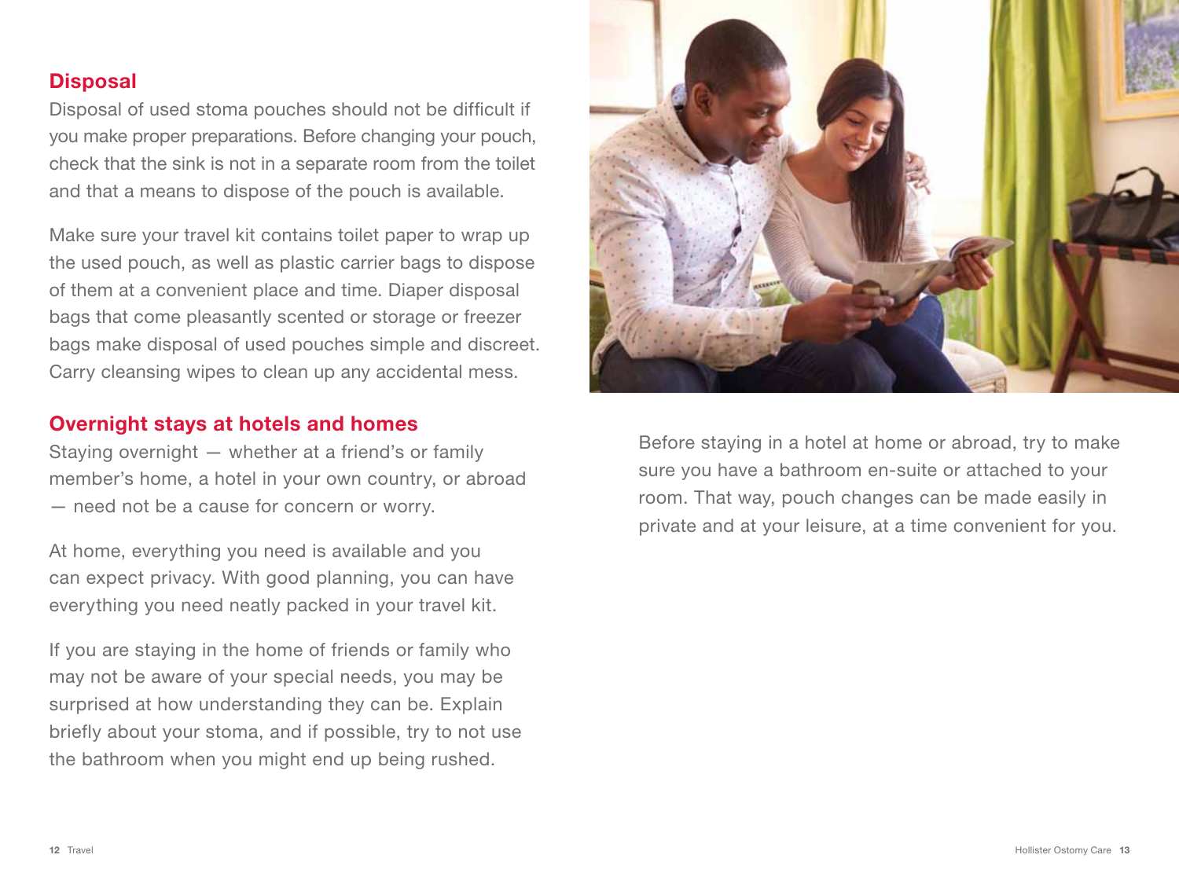## Disposal

Disposal of used stoma pouches should not be difficult if you make proper preparations. Before changing your pouch, check that the sink is not in a separate room from the toilet and that a means to dispose of the pouch is available.

Make sure your travel kit contains toilet paper to wrap up the used pouch, as well as plastic carrier bags to dispose of them at a convenient place and time. Diaper disposal bags that come pleasantly scented or storage or freezer bags make disposal of used pouches simple and discreet. Carry cleansing wipes to clean up any accidental mess.

## Overnight stays at hotels and homes

Staying overnight — whether at a friend's or family member's home, a hotel in your own country, or abroad — need not be a cause for concern or worry.

At home, everything you need is available and you can expect privacy. With good planning, you can have everything you need neatly packed in your travel kit.

If you are staying in the home of friends or family who may not be aware of your special needs, you may be surprised at how understanding they can be. Explain briefly about your stoma, and if possible, try to not use the bathroom when you might end up being rushed.

Before staying in a hotel at home or abroad, try to make sure you have a bathroom en-suite or attached to your room. That way, pouch changes can be made easily in private and at your leisure, at a time convenient for you.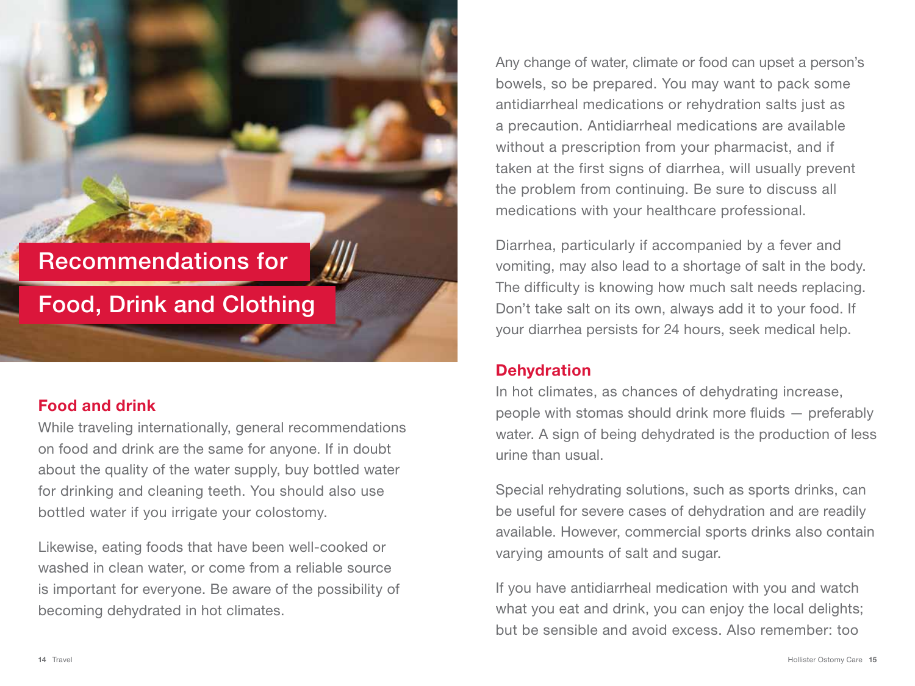# Recommendations for Food, Drink and Clothing

## Food and drink

While traveling internationally, general recommendations on food and drink are the same for anyone. If in doubt about the quality of the water supply, buy bottled water for drinking and cleaning teeth. You should also use bottled water if you irrigate your colostomy.

Likewise, eating foods that have been well-cooked or washed in clean water, or come from a reliable source is important for everyone. Be aware of the possibility of becoming dehydrated in hot climates.

Any change of water, climate or food can upset a person's bowels, so be prepared. You may want to pack some antidiarrheal medications or rehydration salts just as a precaution. Antidiarrheal medications are available without a prescription from your pharmacist, and if taken at the first signs of diarrhea, will usually prevent the problem from continuing. Be sure to discuss all medications with your healthcare professional.

Diarrhea, particularly if accompanied by a fever and vomiting, may also lead to a shortage of salt in the body. The difficulty is knowing how much salt needs replacing. Don't take salt on its own, always add it to your food. If your diarrhea persists for 24 hours, seek medical help.

## Dehydration

In hot climates, as chances of dehydrating increase, people with stomas should drink more fluids — preferably water. A sign of being dehydrated is the production of less urine than usual.

Special rehydrating solutions, such as sports drinks, can be useful for severe cases of dehydration and are readily available. However, commercial sports drinks also contain varying amounts of salt and sugar.

If you have antidiarrheal medication with you and watch what you eat and drink, you can enjoy the local delights; but be sensible and avoid excess. Also remember: too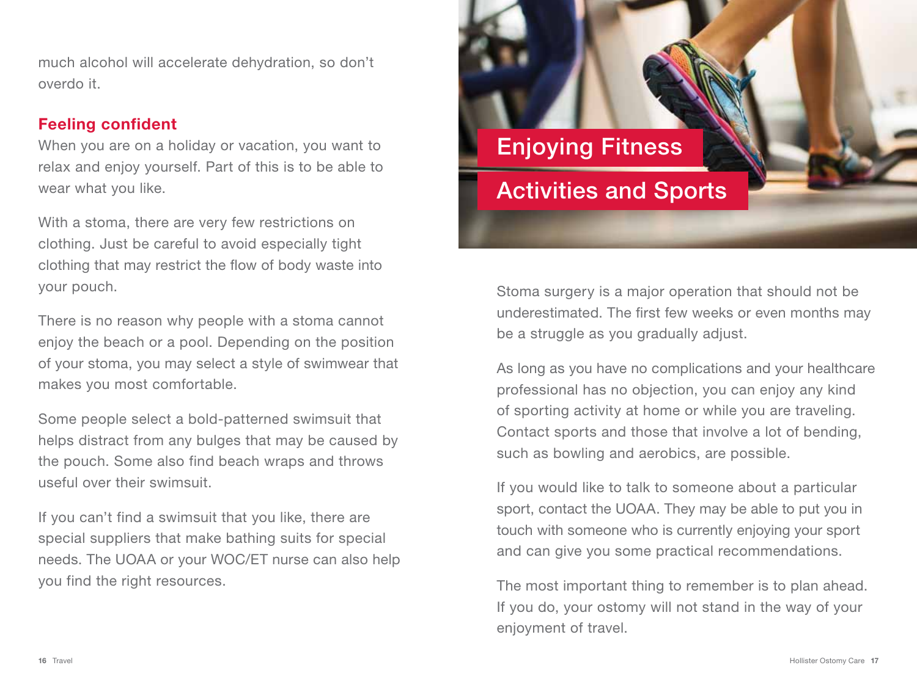much alcohol will accelerate dehydration, so don't overdo it.

### Feeling confident

When you are on a holiday or vacation, you want to relax and enjoy yourself. Part of this is to be able to wear what you like.

With a stoma, there are very few restrictions on clothing. Just be careful to avoid especially tight clothing that may restrict the flow of body waste into your pouch.

There is no reason why people with a stoma cannot enjoy the beach or a pool. Depending on the position of your stoma, you may select a style of swimwear that makes you most comfortable.

Some people select a bold-patterned swimsuit that helps distract from any bulges that may be caused by the pouch. Some also find beach wraps and throws useful over their swimsuit.

If you can't find a swimsuit that you like, there are special suppliers that make bathing suits for special needs. The UOAA or your WOC/ET nurse can also help you find the right resources.

## Enjoying Fitness Activities and Sports

Stoma surgery is a major operation that should not be underestimated. The first few weeks or even months may be a struggle as you gradually adjust.

As long as you have no complications and your healthcare professional has no objection, you can enjoy any kind of sporting activity at home or while you are traveling. Contact sports and those that involve a lot of bending, such as bowling and aerobics, are possible.

If you would like to talk to someone about a particular sport, contact the UOAA. They may be able to put you in touch with someone who is currently enjoying your sport and can give you some practical recommendations.

The most important thing to remember is to plan ahead. If you do, your ostomy will not stand in the way of your enjoyment of travel.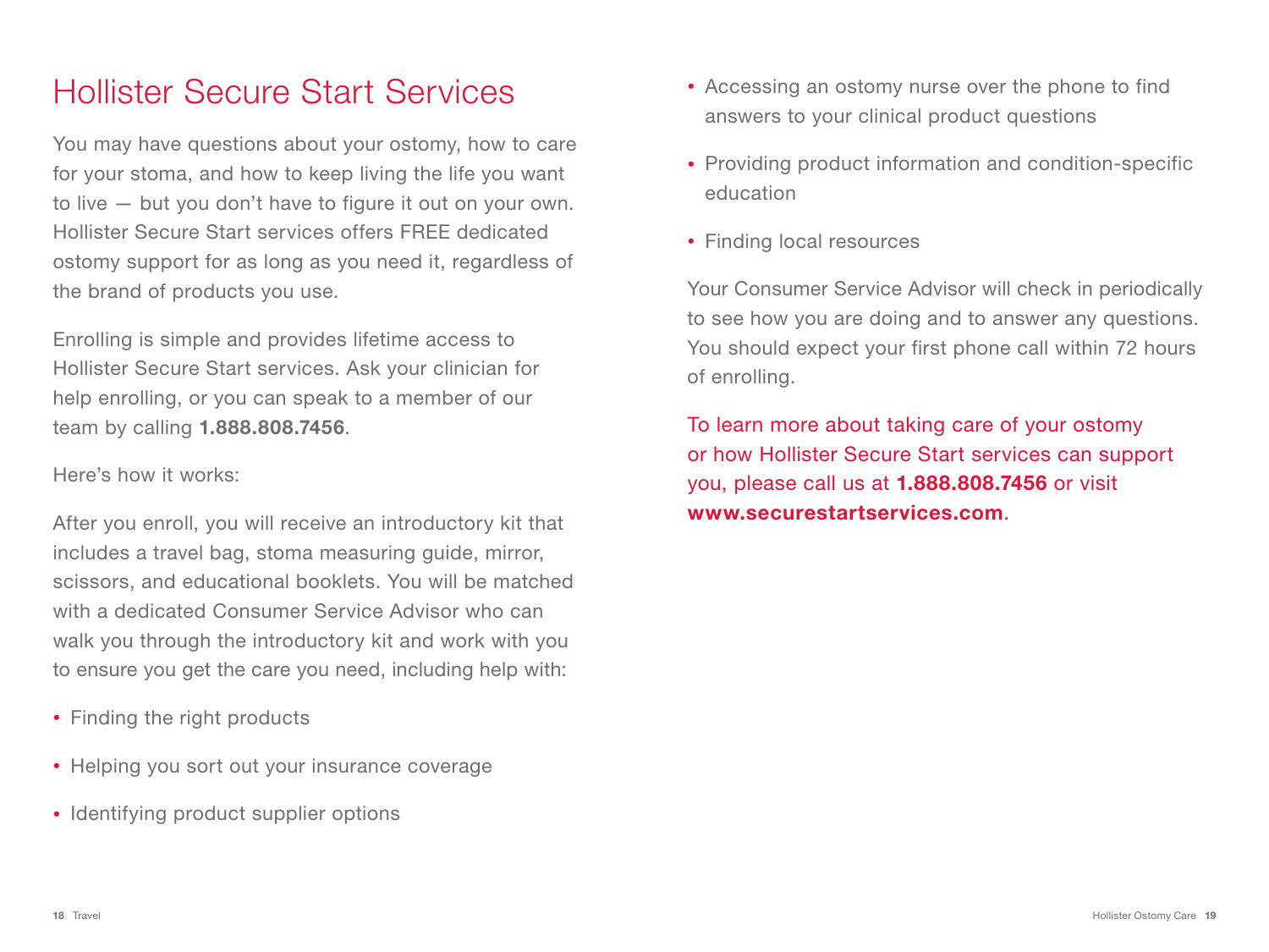# Hollister Secure Start Services

You may have questions about your ostomy, how to care for your stoma, and how to keep living the life you want to live — but you don't have to figure it out on your own. Hollister Secure Start services offers FREE dedicated ostomy support for as long as you need it, regardless of the brand of products you use.

Enrolling is simple and provides lifetime access to Hollister Secure Start services. Ask your clinician for help enrolling, or you can speak to a member of our team by calling **1.888.808.7456**.

Here's how it works:

After you enroll, you will receive an introductory kit that includes a travel bag, stoma measuring guide, mirror, scissors, and educational booklets. You will be matched with a dedicated Consumer Service Advisor who can walk you through the introductory kit and work with you to ensure you get the care you need, including help with:

- Finding the right products
- Helping you sort out your insurance coverage
- Identifying product supplier options
- Accessing an ostomy nurse over the phone to find answers to your clinical product questions
- Providing product information and condition-specific education
- Finding local resources

Your Consumer Service Advisor will check in periodically to see how you are doing and to answer any questions. You should expect your first phone call within 72 hours of enrolling.

To learn more about taking care of your ostomy or how Hollister Secure Start services can support you, please call us at **1.888.808.7456** or visit **www.securestartservices.com**.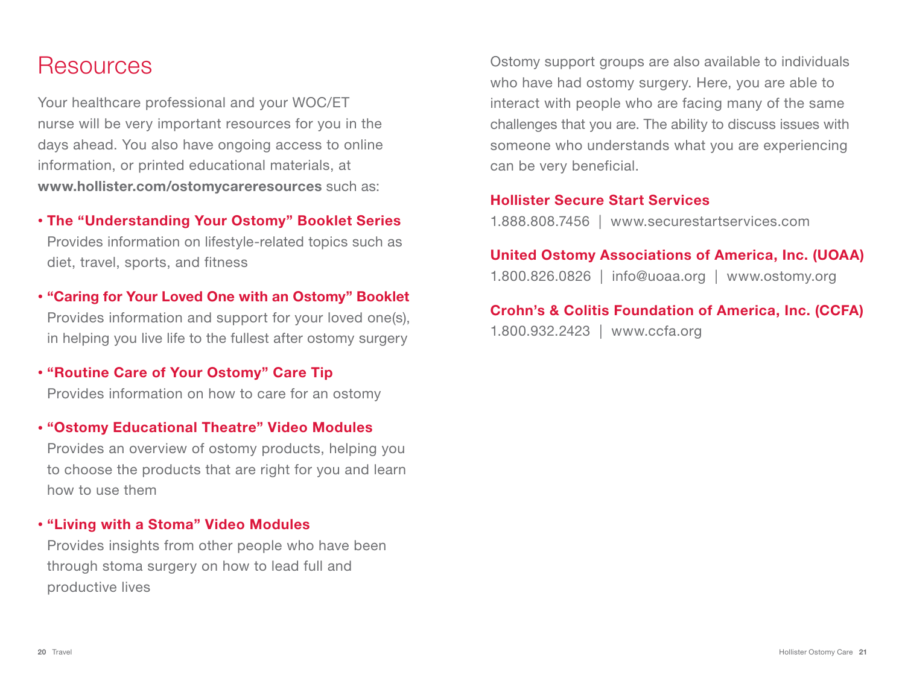# Resources

Your healthcare professional and your WOC/ET nurse will be very important resources for you in the days ahead. You also have ongoing access to online information, or printed educational materials, at **www.hollister.com/ostomycareresources** such as:

- **The "Understanding Your Ostomy" Booklet Series**
  Provides information on lifestyle-related topics such as diet, travel, sports, and fitness
- **"Caring for Your Loved One with an Ostomy" Booklet**
  Provides information and support for your loved one(s), in helping you live life to the fullest after ostomy surgery
- **"Routine Care of Your Ostomy" Care Tip**
  Provides information on how to care for an ostomy
- **"Ostomy Educational Theatre" Video Modules**
  Provides an overview of ostomy products, helping you to choose the products that are right for you and learn how to use them
- **"Living with a Stoma" Video Modules**
  Provides insights from other people who have been through stoma surgery on how to lead full and productive lives

Ostomy support groups are also available to individuals who have had ostomy surgery. Here, you are able to interact with people who are facing many of the same challenges that you are. The ability to discuss issues with someone who understands what you are experiencing can be very beneficial.

**Hollister Secure Start Services**
1.888.808.7456 | www.securestartservices.com

**United Ostomy Associations of America, Inc. (UOAA)**
1.800.826.0826 | info@uoaa.org | www.ostomy.org

**Crohn's & Colitis Foundation of America, Inc. (CCFA)**
1.800.932.2423 | www.ccfa.org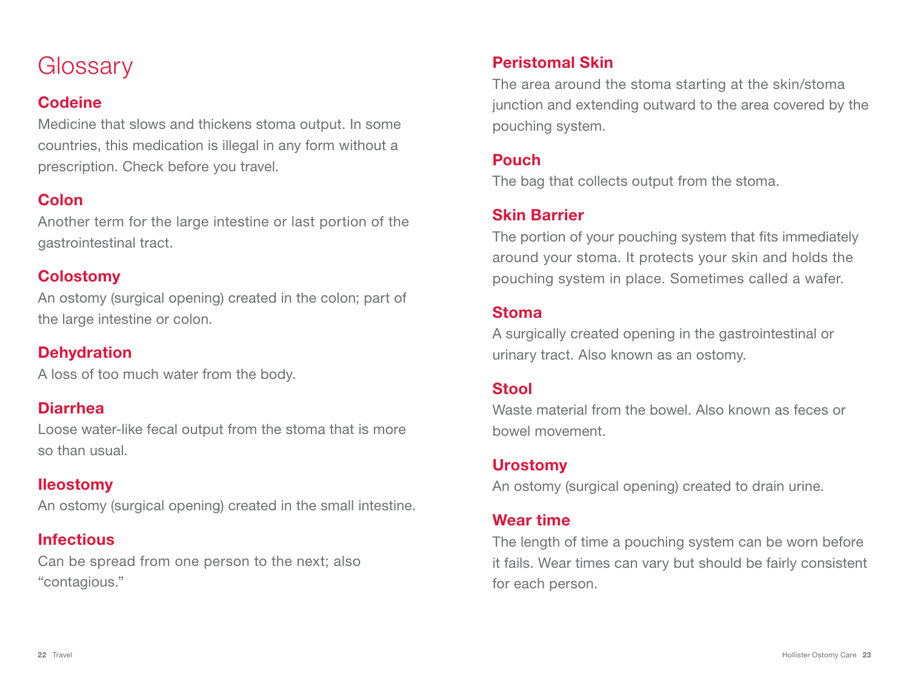# Glossary

### Codeine

Medicine that slows and thickens stoma output. In some countries, this medication is illegal in any form without a prescription. Check before you travel.

### Colon

Another term for the large intestine or last portion of the gastrointestinal tract.

### Colostomy

An ostomy (surgical opening) created in the colon; part of the large intestine or colon.

### Dehydration

A loss of too much water from the body.

### Diarrhea

Loose water-like fecal output from the stoma that is more so than usual.

### Ileostomy

An ostomy (surgical opening) created in the small intestine.

### Infectious

Can be spread from one person to the next; also "contagious."

### Peristomal Skin

The area around the stoma starting at the skin/stoma junction and extending outward to the area covered by the pouching system.

### Pouch

The bag that collects output from the stoma.

### Skin Barrier

The portion of your pouching system that fits immediately around your stoma. It protects your skin and holds the pouching system in place. Sometimes called a wafer.

### Stoma

A surgically created opening in the gastrointestinal or urinary tract. Also known as an ostomy.

### Stool

Waste material from the bowel. Also known as feces or bowel movement.

### Urostomy

An ostomy (surgical opening) created to drain urine.

### Wear time

The length of time a pouching system can be worn before it fails. Wear times can vary but should be fairly consistent for each person.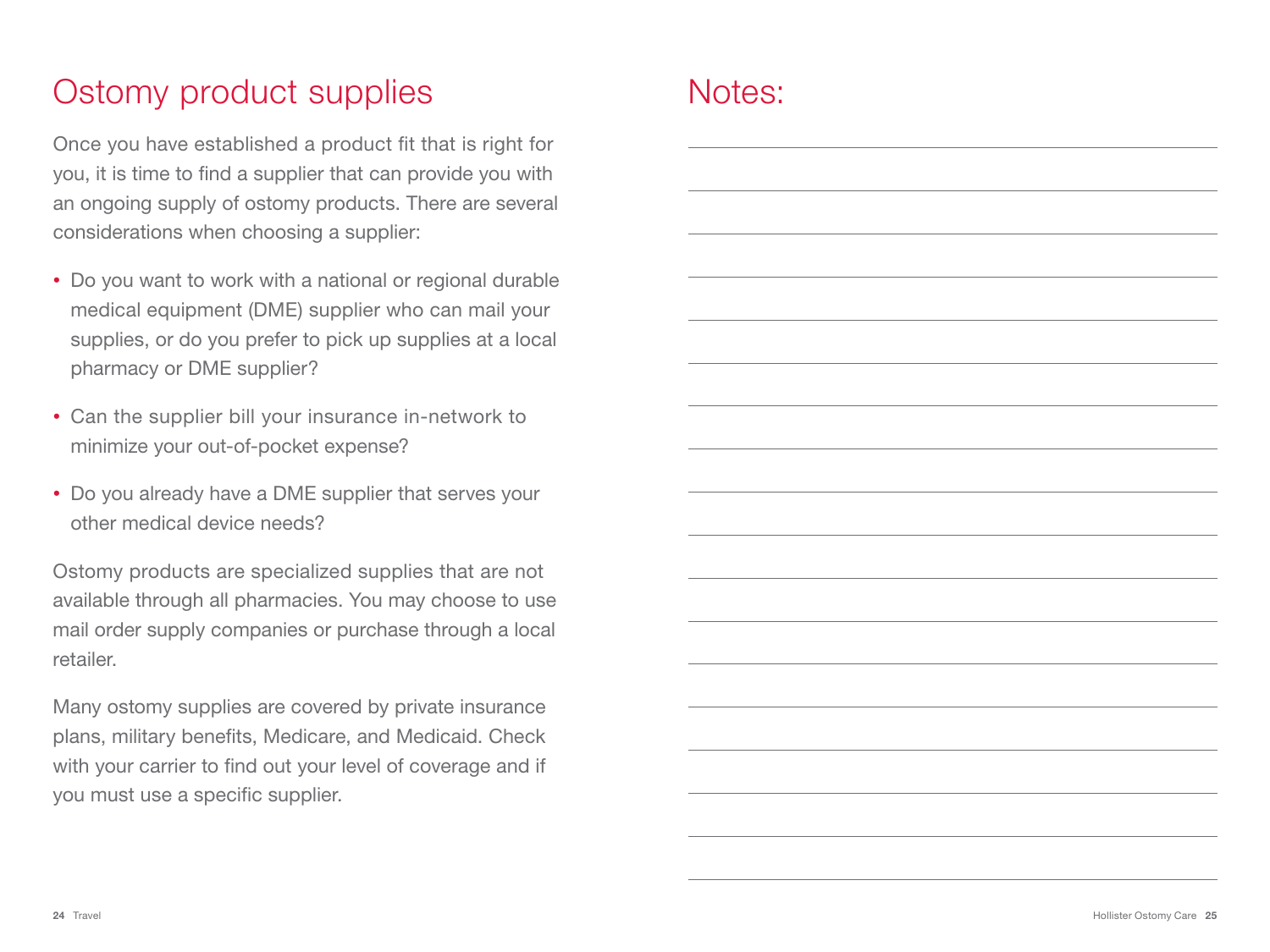# Ostomy product supplies

Once you have established a product fit that is right for you, it is time to find a supplier that can provide you with an ongoing supply of ostomy products. There are several considerations when choosing a supplier:

- Do you want to work with a national or regional durable medical equipment (DME) supplier who can mail your supplies, or do you prefer to pick up supplies at a local pharmacy or DME supplier?
- Can the supplier bill your insurance in-network to minimize your out-of-pocket expense?
- Do you already have a DME supplier that serves your other medical device needs?

Ostomy products are specialized supplies that are not available through all pharmacies. You may choose to use mail order supply companies or purchase through a local retailer.

Many ostomy supplies are covered by private insurance plans, military benefits, Medicare, and Medicaid. Check with your carrier to find out your level of coverage and if you must use a specific supplier.

# Notes: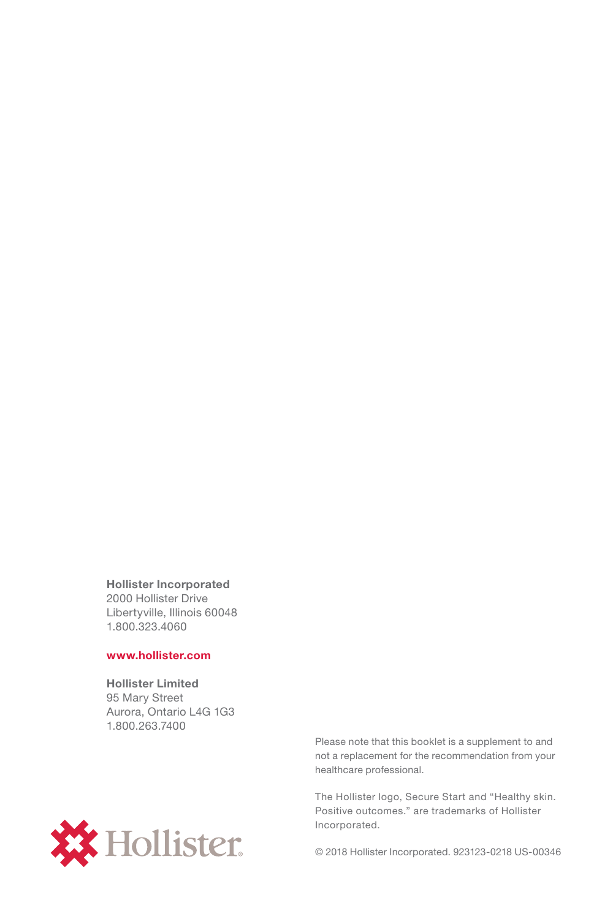**Hollister Incorporated**
2000 Hollister Drive
Libertyville, Illinois 60048
1.800.323.4060

**www.hollister.com**

**Hollister Limited**
95 Mary Street
Aurora, Ontario L4G 1G3
1.800.263.7400

Please note that this booklet is a supplement to and not a replacement for the recommendation from your healthcare professional.

The Hollister logo, Secure Start and "Healthy skin. Positive outcomes." are trademarks of Hollister Incorporated.

© 2018 Hollister Incorporated. 923123-0218 US-00346